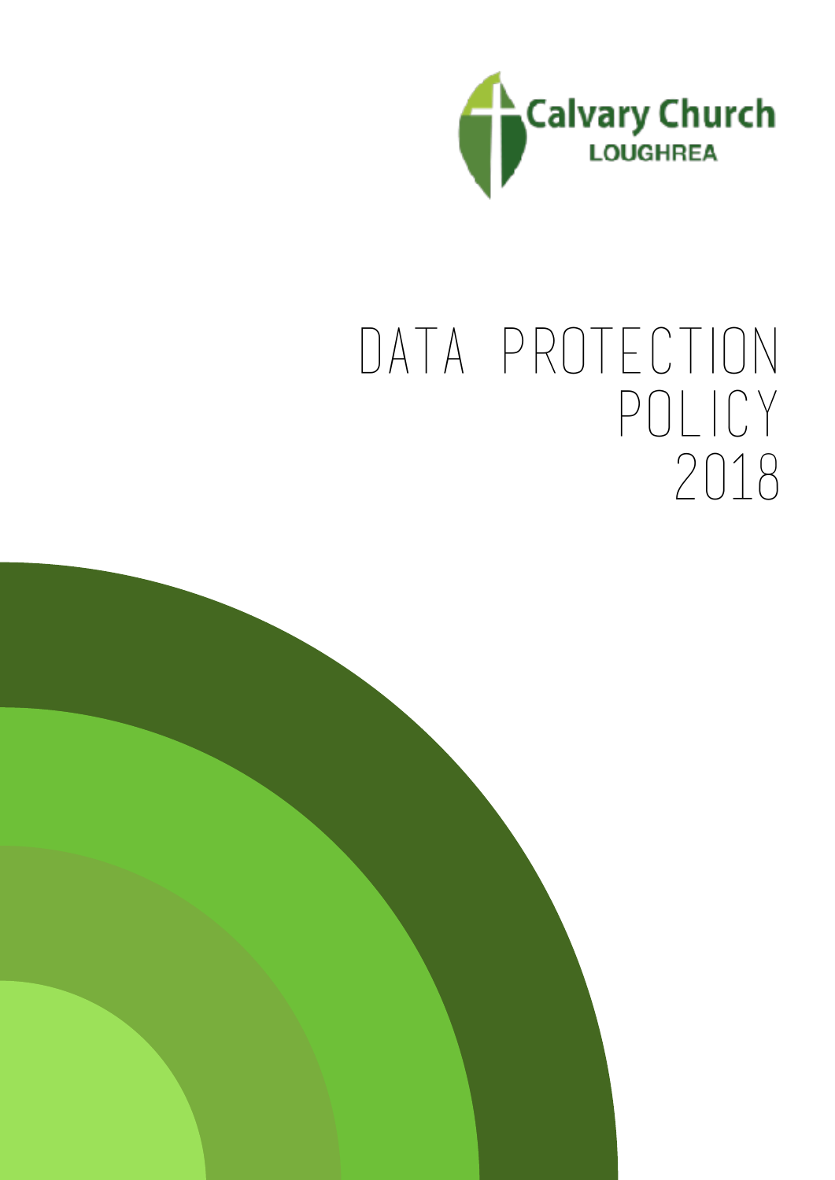Calvary Church
LOUGHREA

# DATA PROTECTION POLICY 2018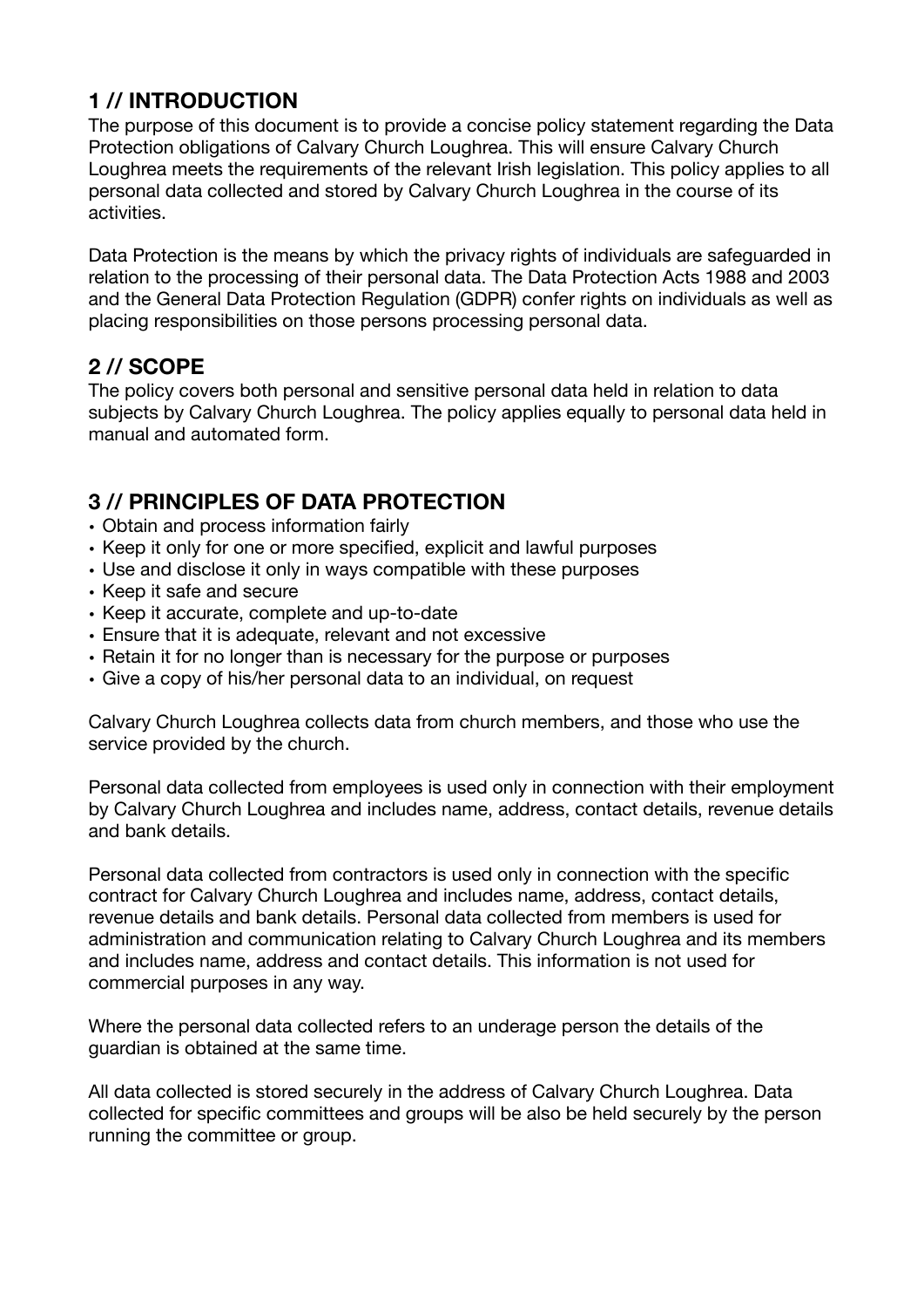## 1 // INTRODUCTION

The purpose of this document is to provide a concise policy statement regarding the Data Protection obligations of Calvary Church Loughrea. This will ensure Calvary Church Loughrea meets the requirements of the relevant Irish legislation. This policy applies to all personal data collected and stored by Calvary Church Loughrea in the course of its activities.

Data Protection is the means by which the privacy rights of individuals are safeguarded in relation to the processing of their personal data. The Data Protection Acts 1988 and 2003 and the General Data Protection Regulation (GDPR) confer rights on individuals as well as placing responsibilities on those persons processing personal data.

## 2 // SCOPE

The policy covers both personal and sensitive personal data held in relation to data subjects by Calvary Church Loughrea. The policy applies equally to personal data held in manual and automated form.

## 3 // PRINCIPLES OF DATA PROTECTION

- Obtain and process information fairly
- Keep it only for one or more specified, explicit and lawful purposes
- Use and disclose it only in ways compatible with these purposes
- Keep it safe and secure
- Keep it accurate, complete and up-to-date
- Ensure that it is adequate, relevant and not excessive
- Retain it for no longer than is necessary for the purpose or purposes
- Give a copy of his/her personal data to an individual, on request

Calvary Church Loughrea collects data from church members, and those who use the service provided by the church.

Personal data collected from employees is used only in connection with their employment by Calvary Church Loughrea and includes name, address, contact details, revenue details and bank details.

Personal data collected from contractors is used only in connection with the specific contract for Calvary Church Loughrea and includes name, address, contact details, revenue details and bank details. Personal data collected from members is used for administration and communication relating to Calvary Church Loughrea and its members and includes name, address and contact details. This information is not used for commercial purposes in any way.

Where the personal data collected refers to an underage person the details of the guardian is obtained at the same time.

All data collected is stored securely in the address of Calvary Church Loughrea. Data collected for specific committees and groups will be also be held securely by the person running the committee or group.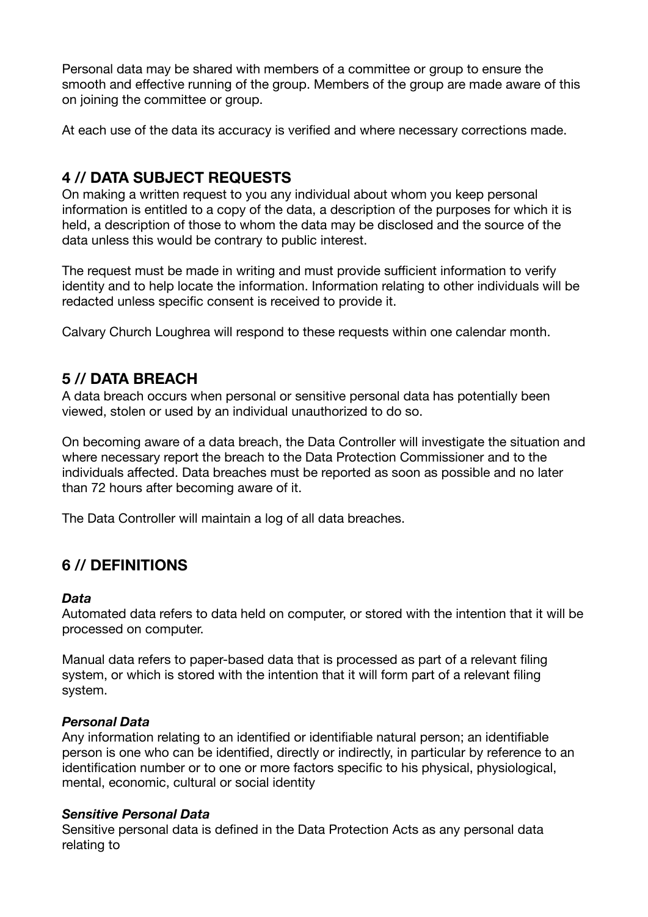Personal data may be shared with members of a committee or group to ensure the smooth and effective running of the group. Members of the group are made aware of this on joining the committee or group.

At each use of the data its accuracy is verified and where necessary corrections made.

## 4 // DATA SUBJECT REQUESTS

On making a written request to you any individual about whom you keep personal information is entitled to a copy of the data, a description of the purposes for which it is held, a description of those to whom the data may be disclosed and the source of the data unless this would be contrary to public interest.

The request must be made in writing and must provide sufficient information to verify identity and to help locate the information. Information relating to other individuals will be redacted unless specific consent is received to provide it.

Calvary Church Loughrea will respond to these requests within one calendar month.

## 5 // DATA BREACH

A data breach occurs when personal or sensitive personal data has potentially been viewed, stolen or used by an individual unauthorized to do so.

On becoming aware of a data breach, the Data Controller will investigate the situation and where necessary report the breach to the Data Protection Commissioner and to the individuals affected. Data breaches must be reported as soon as possible and no later than 72 hours after becoming aware of it.

The Data Controller will maintain a log of all data breaches.

## 6 // DEFINITIONS

***Data***

Automated data refers to data held on computer, or stored with the intention that it will be processed on computer.

Manual data refers to paper-based data that is processed as part of a relevant filing system, or which is stored with the intention that it will form part of a relevant filing system.

***Personal Data***

Any information relating to an identified or identifiable natural person; an identifiable person is one who can be identified, directly or indirectly, in particular by reference to an identification number or to one or more factors specific to his physical, physiological, mental, economic, cultural or social identity

***Sensitive Personal Data***

Sensitive personal data is defined in the Data Protection Acts as any personal data relating to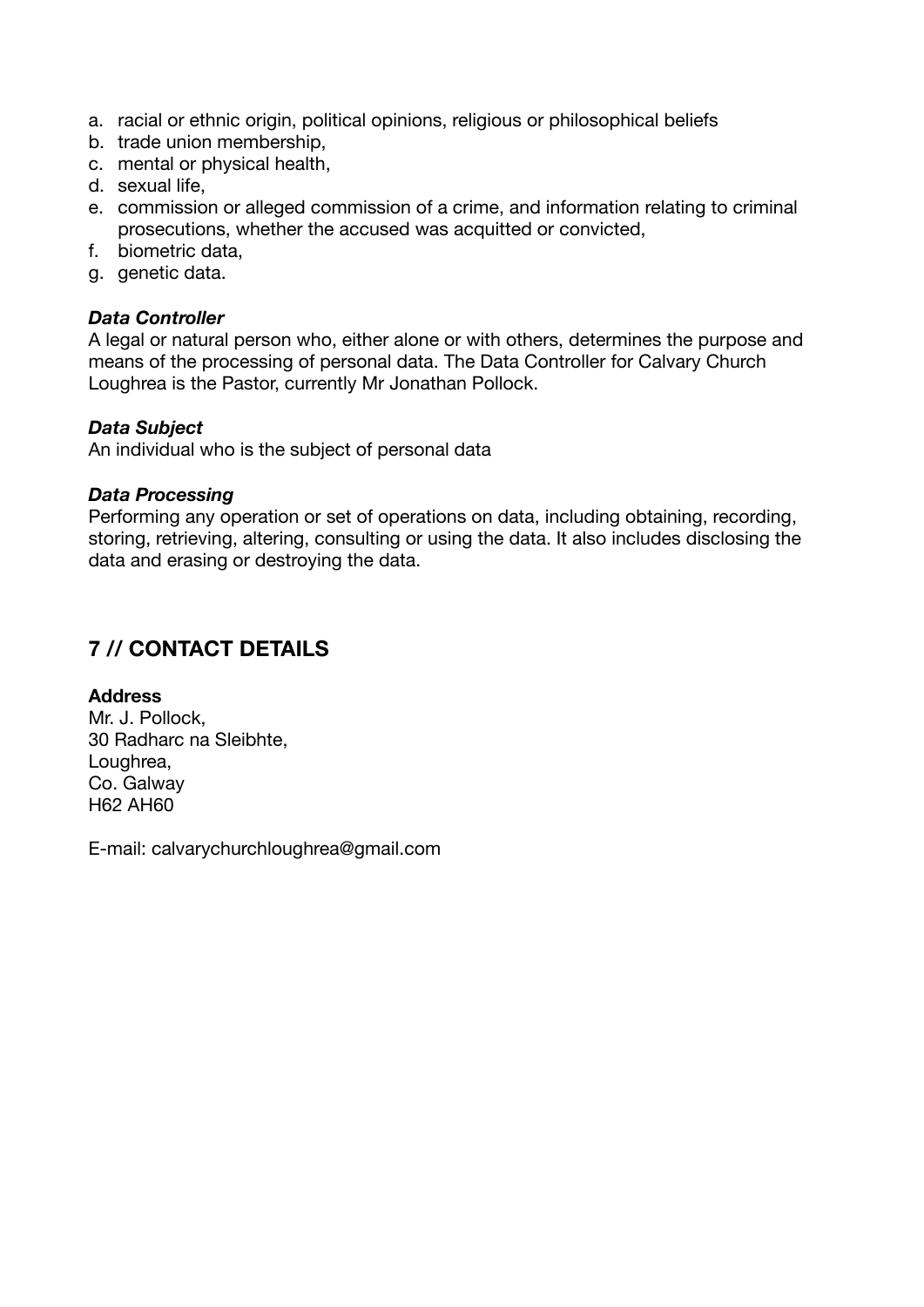a. racial or ethnic origin, political opinions, religious or philosophical beliefs
b. trade union membership,
c. mental or physical health,
d. sexual life,
e. commission or alleged commission of a crime, and information relating to criminal prosecutions, whether the accused was acquitted or convicted,
f. biometric data,
g. genetic data.

***Data Controller***
A legal or natural person who, either alone or with others, determines the purpose and means of the processing of personal data. The Data Controller for Calvary Church Loughrea is the Pastor, currently Mr Jonathan Pollock.

***Data Subject***
An individual who is the subject of personal data

***Data Processing***
Performing any operation or set of operations on data, including obtaining, recording, storing, retrieving, altering, consulting or using the data. It also includes disclosing the data and erasing or destroying the data.

## 7 // CONTACT DETAILS

**Address**
Mr. J. Pollock,
30 Radharc na Sleibhte,
Loughrea,
Co. Galway
H62 AH60

E-mail: calvarychurchloughrea@gmail.com